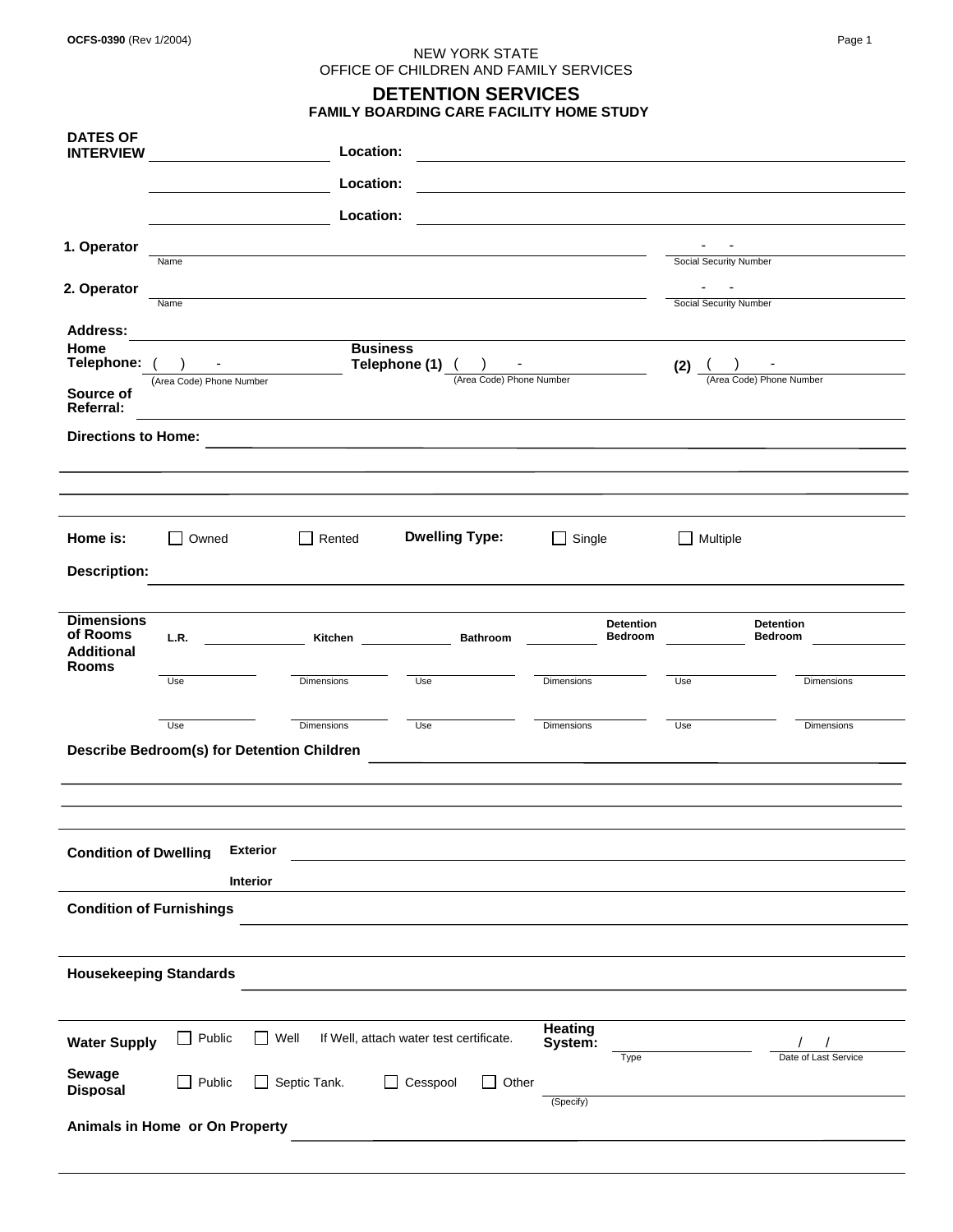NEW YORK STATE
OFFICE OF CHILDREN AND FAMILY SERVICES

# DETENTION SERVICES

## FAMILY BOARDING CARE FACILITY HOME STUDY

**DATES OF INTERVIEW** ________________ **Location:** ________________________________

________________ **Location:** ________________________________

________________ **Location:** ________________________________

**1. Operator** ________________________________ (Name) &nbsp;&nbsp; - - ________ (Social Security Number)

**2. Operator** ________________________________ (Name) &nbsp;&nbsp; - - ________ (Social Security Number)

**Address:** ________________________________

**Home Telephone:** ( ) - ________ (Area Code) Phone Number &nbsp;&nbsp; **Business Telephone (1)** ( ) - ________ (Area Code) Phone Number &nbsp;&nbsp; **(2)** ( ) - ________ (Area Code) Phone Number

**Source of Referral:** ________________________________

**Directions to Home:** ________________________________

________________________________

________________________________

**Home is:** ☐ Owned ☐ Rented &nbsp;&nbsp; **Dwelling Type:** ☐ Single ☐ Multiple

**Description:** ________________________________

**Dimensions of Rooms** &nbsp; L.R. ________ Kitchen ________ Bathroom ________ Detention Bedroom ________ Detention Bedroom ________

**Additional Rooms**

| Use | Dimensions | Use | Dimensions | Use | Dimensions |
|---|---|---|---|---|---|
| | | | | | |
| | | | | | |

**Describe Bedroom(s) for Detention Children** ________________________________

________________________________

________________________________

**Condition of Dwelling** &nbsp; **Exterior** ________________________________

**Interior** ________________________________

**Condition of Furnishings** ________________________________

________________________________

**Housekeeping Standards** ________________________________

________________________________

**Water Supply** ☐ Public ☐ Well &nbsp; If Well, attach water test certificate. &nbsp;&nbsp; **Heating System:** ________ (Type) &nbsp; / / ________ (Date of Last Service)

**Sewage Disposal** ☐ Public ☐ Septic Tank. ☐ Cesspool ☐ Other ________ (Specify)

**Animals in Home or On Property** ________________________________

________________________________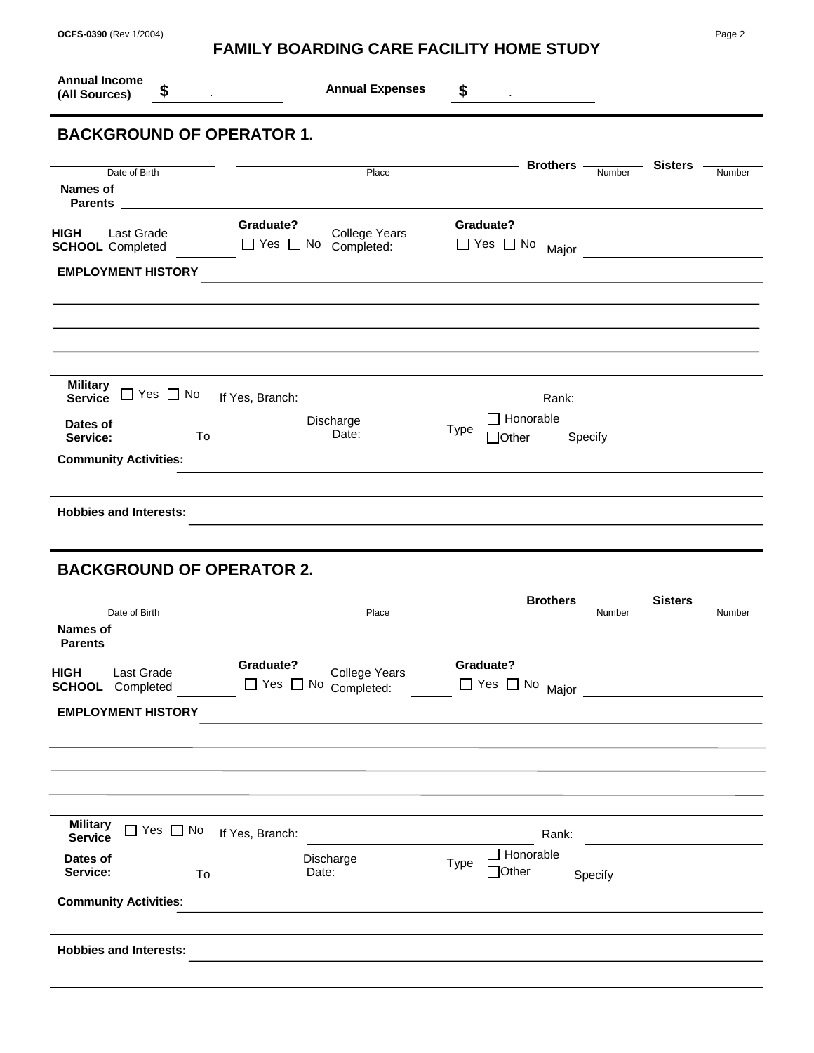# FAMILY BOARDING CARE FACILITY HOME STUDY

**Annual Income (All Sources)** **$** ______ . ______ **Annual Expenses** **$** ______ . ______

## BACKGROUND OF OPERATOR 1.

______________ Date of Birth ______________ Place ______________ **Brothers** ______ Number **Sisters** ______ Number

**Names of Parents** ______________________________

**HIGH SCHOOL** Last Grade Completed ______ **Graduate?** ☐ Yes ☐ No College Years Completed: ______ **Graduate?** ☐ Yes ☐ No Major ______________

**EMPLOYMENT HISTORY** ______________________________

______________________________

______________________________

______________________________

**Military Service** ☐ Yes ☐ No If Yes, Branch: ______________ Rank: ______________

**Dates of Service:** ______ To ______ Discharge Date: ______ Type ☐ Honorable ☐ Other Specify ______________

**Community Activities:** ______________________________

______________________________

**Hobbies and Interests:** ______________________________

______________________________

## BACKGROUND OF OPERATOR 2.

______________ Date of Birth ______________ Place ______________ **Brothers** ______ Number **Sisters** ______ Number

**Names of Parents** ______________________________

**HIGH SCHOOL** Last Grade Completed ______ **Graduate?** ☐ Yes ☐ No College Years Completed: ______ **Graduate?** ☐ Yes ☐ No Major ______________

**EMPLOYMENT HISTORY** ______________________________

______________________________

______________________________

______________________________

**Military Service** ☐ Yes ☐ No If Yes, Branch: ______________ Rank: ______________

**Dates of Service:** ______ To ______ Discharge Date: ______ Type ☐ Honorable ☐ Other Specify ______________

**Community Activities**: ______________________________

______________________________

**Hobbies and Interests:** ______________________________

______________________________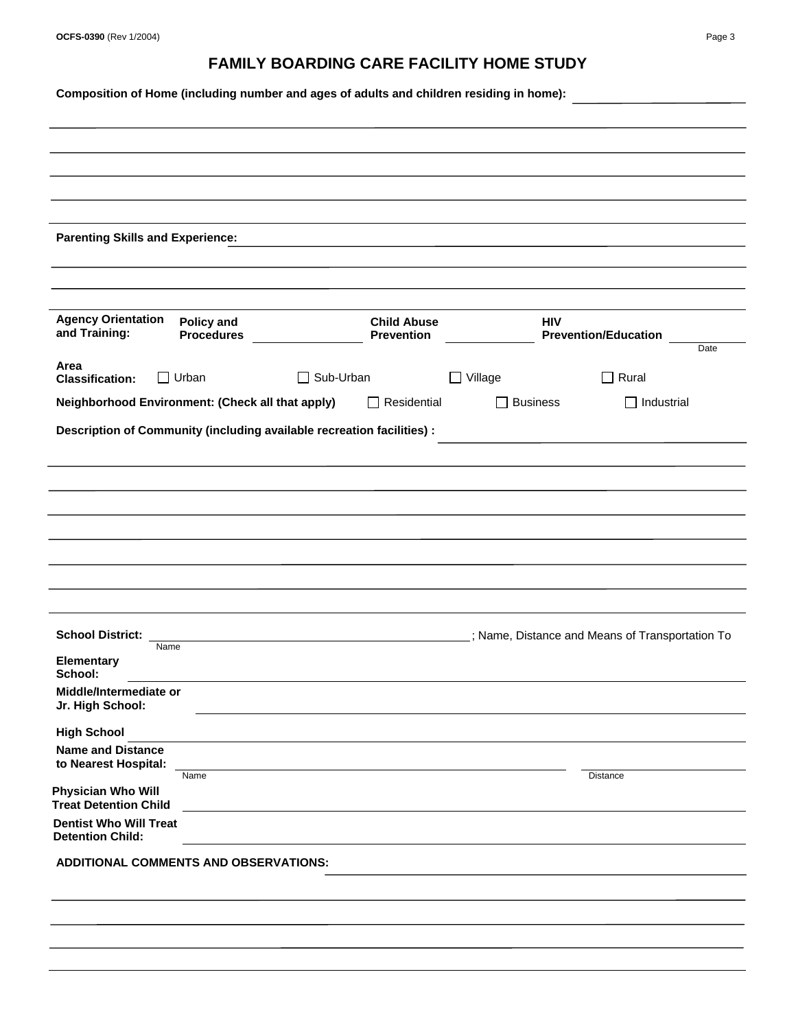# FAMILY BOARDING CARE FACILITY HOME STUDY

**Composition of Home (including number and ages of adults and children residing in home):** \_\_\_\_\_\_\_\_\_\_\_\_\_\_\_\_\_\_\_\_

**Parenting Skills and Experience:** \_\_\_\_\_\_\_\_\_\_\_\_\_\_\_\_\_\_\_\_

**Agency Orientation and Training:** **Policy and Procedures** \_\_\_\_\_\_\_\_\_\_ **Child Abuse Prevention** \_\_\_\_\_\_\_\_\_\_ **HIV Prevention/Education** \_\_\_\_\_\_\_\_\_\_
Date

**Area Classification:** ☐ Urban ☐ Sub-Urban ☐ Village ☐ Rural

**Neighborhood Environment: (Check all that apply)** ☐ Residential ☐ Business ☐ Industrial

**Description of Community (including available recreation facilities) :** \_\_\_\_\_\_\_\_\_\_\_\_\_\_\_\_\_\_\_\_

**School District:** \_\_\_\_\_\_\_\_\_\_\_\_\_\_\_\_\_\_\_\_ ; Name, Distance and Means of Transportation To
Name

**Elementary School:** \_\_\_\_\_\_\_\_\_\_\_\_\_\_\_\_\_\_\_\_

**Middle/Intermediate or Jr. High School:** \_\_\_\_\_\_\_\_\_\_\_\_\_\_\_\_\_\_\_\_

**High School** \_\_\_\_\_\_\_\_\_\_\_\_\_\_\_\_\_\_\_\_

**Name and Distance to Nearest Hospital:** \_\_\_\_\_\_\_\_\_\_\_\_\_\_\_\_\_\_\_\_ \_\_\_\_\_\_\_\_\_\_
Name Distance

**Physician Who Will Treat Detention Child** \_\_\_\_\_\_\_\_\_\_\_\_\_\_\_\_\_\_\_\_

**Dentist Who Will Treat Detention Child:** \_\_\_\_\_\_\_\_\_\_\_\_\_\_\_\_\_\_\_\_

**ADDITIONAL COMMENTS AND OBSERVATIONS:** \_\_\_\_\_\_\_\_\_\_\_\_\_\_\_\_\_\_\_\_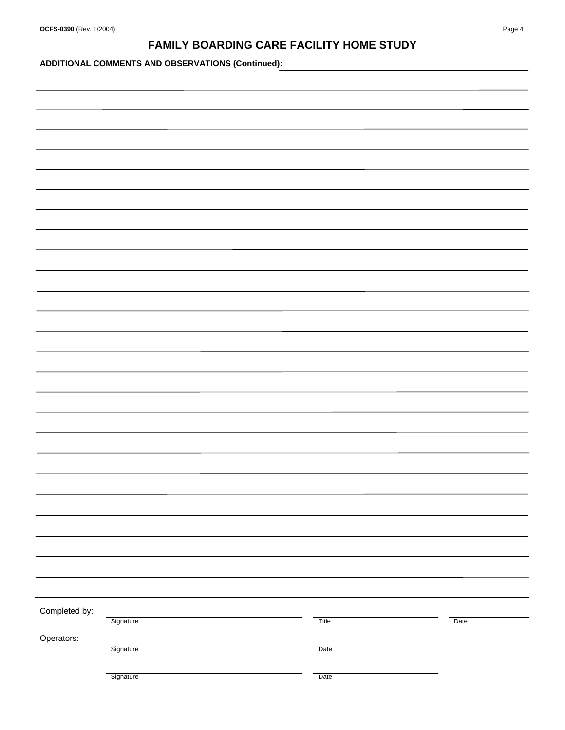# FAMILY BOARDING CARE FACILITY HOME STUDY

**ADDITIONAL COMMENTS AND OBSERVATIONS (Continued):**

Completed by: ______________________ ______________________ ______________________
Signature Title Date

Operators: ______________________ ______________________
Signature Date

______________________ ______________________
Signature Date